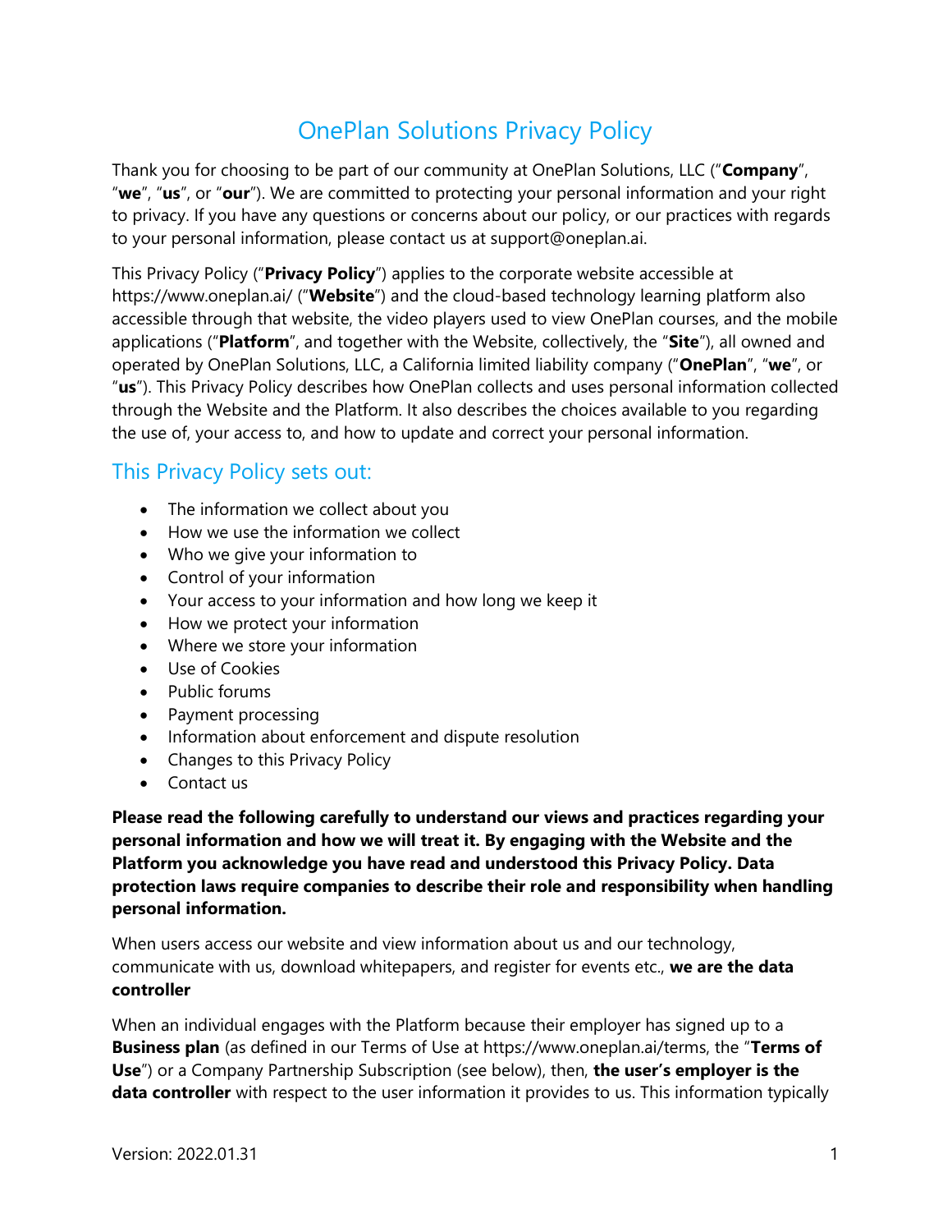# OnePlan Solutions Privacy Policy

Thank you for choosing to be part of our community at OnePlan Solutions, LLC ("**Company**", "**we**", "**us**", or "**our**"). We are committed to protecting your personal information and your right to privacy. If you have any questions or concerns about our policy, or our practices with regards to your personal information, please contact us at support@oneplan.ai.

This Privacy Policy ("**Privacy Policy**") applies to the corporate website accessible at https://www.oneplan.ai/ ("**Website**") and the cloud-based technology learning platform also accessible through that website, the video players used to view OnePlan courses, and the mobile applications ("**Platform**", and together with the Website, collectively, the "**Site**"), all owned and operated by OnePlan Solutions, LLC, a California limited liability company ("**OnePlan**", "**we**", or "**us**"). This Privacy Policy describes how OnePlan collects and uses personal information collected through the Website and the Platform. It also describes the choices available to you regarding the use of, your access to, and how to update and correct your personal information.

## This Privacy Policy sets out:

- The information we collect about you
- How we use the information we collect
- Who we give your information to
- Control of your information
- Your access to your information and how long we keep it
- How we protect your information
- Where we store your information
- Use of Cookies
- Public forums
- Payment processing
- Information about enforcement and dispute resolution
- Changes to this Privacy Policy
- Contact us

**Please read the following carefully to understand our views and practices regarding your personal information and how we will treat it. By engaging with the Website and the Platform you acknowledge you have read and understood this Privacy Policy. Data protection laws require companies to describe their role and responsibility when handling personal information.**

When users access our website and view information about us and our technology, communicate with us, download whitepapers, and register for events etc., **we are the data controller**

When an individual engages with the Platform because their employer has signed up to a **Business plan** (as defined in our Terms of Use at https://www.oneplan.ai/terms, the "**Terms of Use**") or a Company Partnership Subscription (see below), then, **the user's employer is the data controller** with respect to the user information it provides to us. This information typically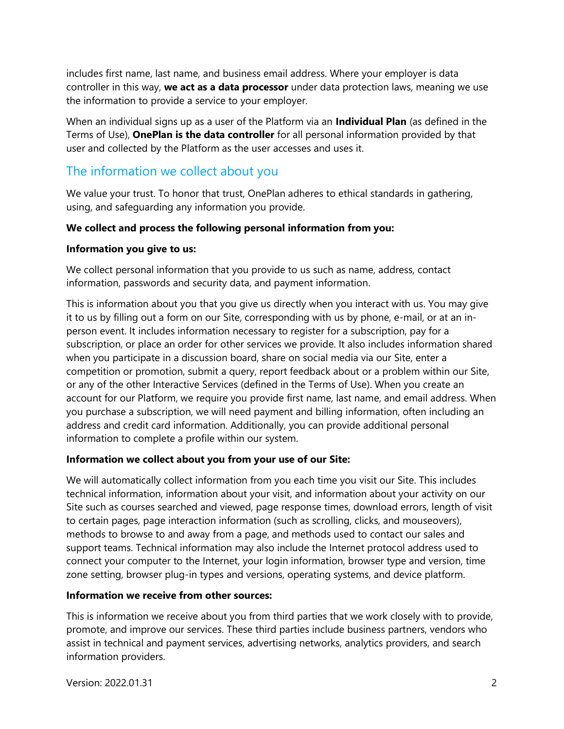includes first name, last name, and business email address. Where your employer is data controller in this way, **we act as a data processor** under data protection laws, meaning we use the information to provide a service to your employer.

When an individual signs up as a user of the Platform via an **Individual Plan** (as defined in the Terms of Use), **OnePlan is the data controller** for all personal information provided by that user and collected by the Platform as the user accesses and uses it.

## The information we collect about you

We value your trust. To honor that trust, OnePlan adheres to ethical standards in gathering, using, and safeguarding any information you provide.

**We collect and process the following personal information from you:**

**Information you give to us:**

We collect personal information that you provide to us such as name, address, contact information, passwords and security data, and payment information.

This is information about you that you give us directly when you interact with us. You may give it to us by filling out a form on our Site, corresponding with us by phone, e-mail, or at an in-person event. It includes information necessary to register for a subscription, pay for a subscription, or place an order for other services we provide. It also includes information shared when you participate in a discussion board, share on social media via our Site, enter a competition or promotion, submit a query, report feedback about or a problem within our Site, or any of the other Interactive Services (defined in the Terms of Use). When you create an account for our Platform, we require you provide first name, last name, and email address. When you purchase a subscription, we will need payment and billing information, often including an address and credit card information. Additionally, you can provide additional personal information to complete a profile within our system.

**Information we collect about you from your use of our Site:**

We will automatically collect information from you each time you visit our Site. This includes technical information, information about your visit, and information about your activity on our Site such as courses searched and viewed, page response times, download errors, length of visit to certain pages, page interaction information (such as scrolling, clicks, and mouseovers), methods to browse to and away from a page, and methods used to contact our sales and support teams. Technical information may also include the Internet protocol address used to connect your computer to the Internet, your login information, browser type and version, time zone setting, browser plug-in types and versions, operating systems, and device platform.

**Information we receive from other sources:**

This is information we receive about you from third parties that we work closely with to provide, promote, and improve our services. These third parties include business partners, vendors who assist in technical and payment services, advertising networks, analytics providers, and search information providers.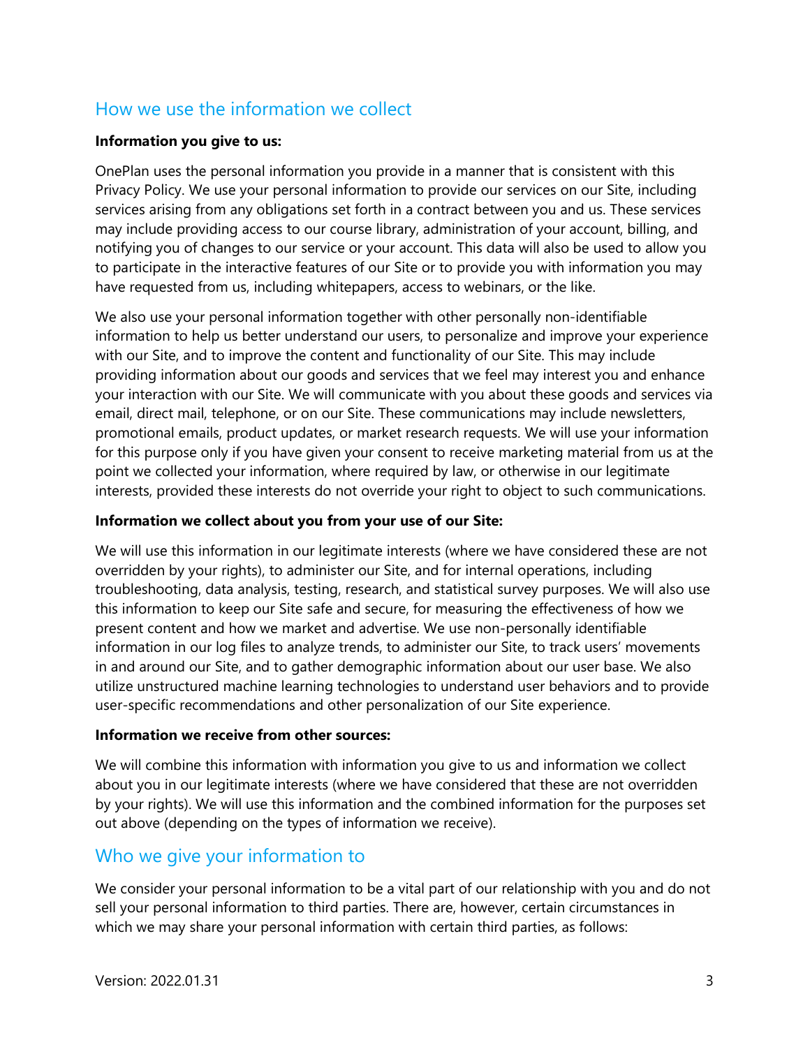## How we use the information we collect

**Information you give to us:**

OnePlan uses the personal information you provide in a manner that is consistent with this Privacy Policy. We use your personal information to provide our services on our Site, including services arising from any obligations set forth in a contract between you and us. These services may include providing access to our course library, administration of your account, billing, and notifying you of changes to our service or your account. This data will also be used to allow you to participate in the interactive features of our Site or to provide you with information you may have requested from us, including whitepapers, access to webinars, or the like.

We also use your personal information together with other personally non-identifiable information to help us better understand our users, to personalize and improve your experience with our Site, and to improve the content and functionality of our Site. This may include providing information about our goods and services that we feel may interest you and enhance your interaction with our Site. We will communicate with you about these goods and services via email, direct mail, telephone, or on our Site. These communications may include newsletters, promotional emails, product updates, or market research requests. We will use your information for this purpose only if you have given your consent to receive marketing material from us at the point we collected your information, where required by law, or otherwise in our legitimate interests, provided these interests do not override your right to object to such communications.

**Information we collect about you from your use of our Site:**

We will use this information in our legitimate interests (where we have considered these are not overridden by your rights), to administer our Site, and for internal operations, including troubleshooting, data analysis, testing, research, and statistical survey purposes. We will also use this information to keep our Site safe and secure, for measuring the effectiveness of how we present content and how we market and advertise. We use non-personally identifiable information in our log files to analyze trends, to administer our Site, to track users' movements in and around our Site, and to gather demographic information about our user base. We also utilize unstructured machine learning technologies to understand user behaviors and to provide user-specific recommendations and other personalization of our Site experience.

**Information we receive from other sources:**

We will combine this information with information you give to us and information we collect about you in our legitimate interests (where we have considered that these are not overridden by your rights). We will use this information and the combined information for the purposes set out above (depending on the types of information we receive).

## Who we give your information to

We consider your personal information to be a vital part of our relationship with you and do not sell your personal information to third parties. There are, however, certain circumstances in which we may share your personal information with certain third parties, as follows: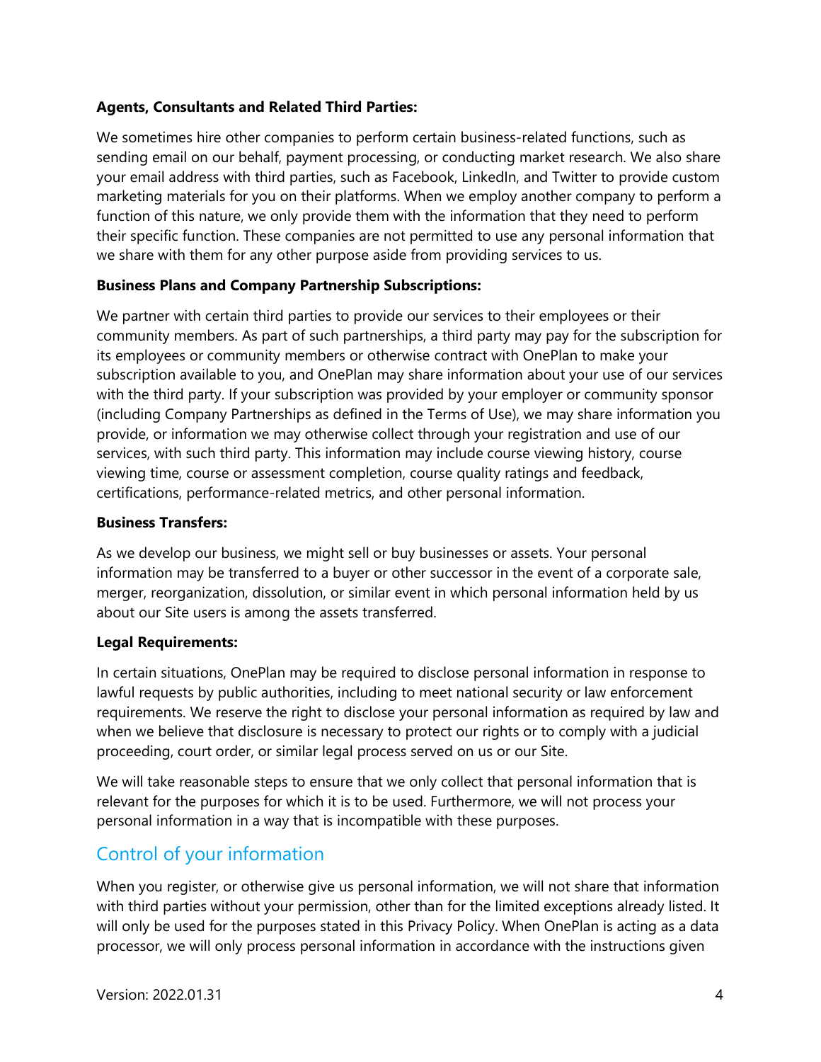**Agents, Consultants and Related Third Parties:**

We sometimes hire other companies to perform certain business-related functions, such as sending email on our behalf, payment processing, or conducting market research. We also share your email address with third parties, such as Facebook, LinkedIn, and Twitter to provide custom marketing materials for you on their platforms. When we employ another company to perform a function of this nature, we only provide them with the information that they need to perform their specific function. These companies are not permitted to use any personal information that we share with them for any other purpose aside from providing services to us.

**Business Plans and Company Partnership Subscriptions:**

We partner with certain third parties to provide our services to their employees or their community members. As part of such partnerships, a third party may pay for the subscription for its employees or community members or otherwise contract with OnePlan to make your subscription available to you, and OnePlan may share information about your use of our services with the third party. If your subscription was provided by your employer or community sponsor (including Company Partnerships as defined in the Terms of Use), we may share information you provide, or information we may otherwise collect through your registration and use of our services, with such third party. This information may include course viewing history, course viewing time, course or assessment completion, course quality ratings and feedback, certifications, performance-related metrics, and other personal information.

**Business Transfers:**

As we develop our business, we might sell or buy businesses or assets. Your personal information may be transferred to a buyer or other successor in the event of a corporate sale, merger, reorganization, dissolution, or similar event in which personal information held by us about our Site users is among the assets transferred.

**Legal Requirements:**

In certain situations, OnePlan may be required to disclose personal information in response to lawful requests by public authorities, including to meet national security or law enforcement requirements. We reserve the right to disclose your personal information as required by law and when we believe that disclosure is necessary to protect our rights or to comply with a judicial proceeding, court order, or similar legal process served on us or our Site.

We will take reasonable steps to ensure that we only collect that personal information that is relevant for the purposes for which it is to be used. Furthermore, we will not process your personal information in a way that is incompatible with these purposes.

## Control of your information

When you register, or otherwise give us personal information, we will not share that information with third parties without your permission, other than for the limited exceptions already listed. It will only be used for the purposes stated in this Privacy Policy. When OnePlan is acting as a data processor, we will only process personal information in accordance with the instructions given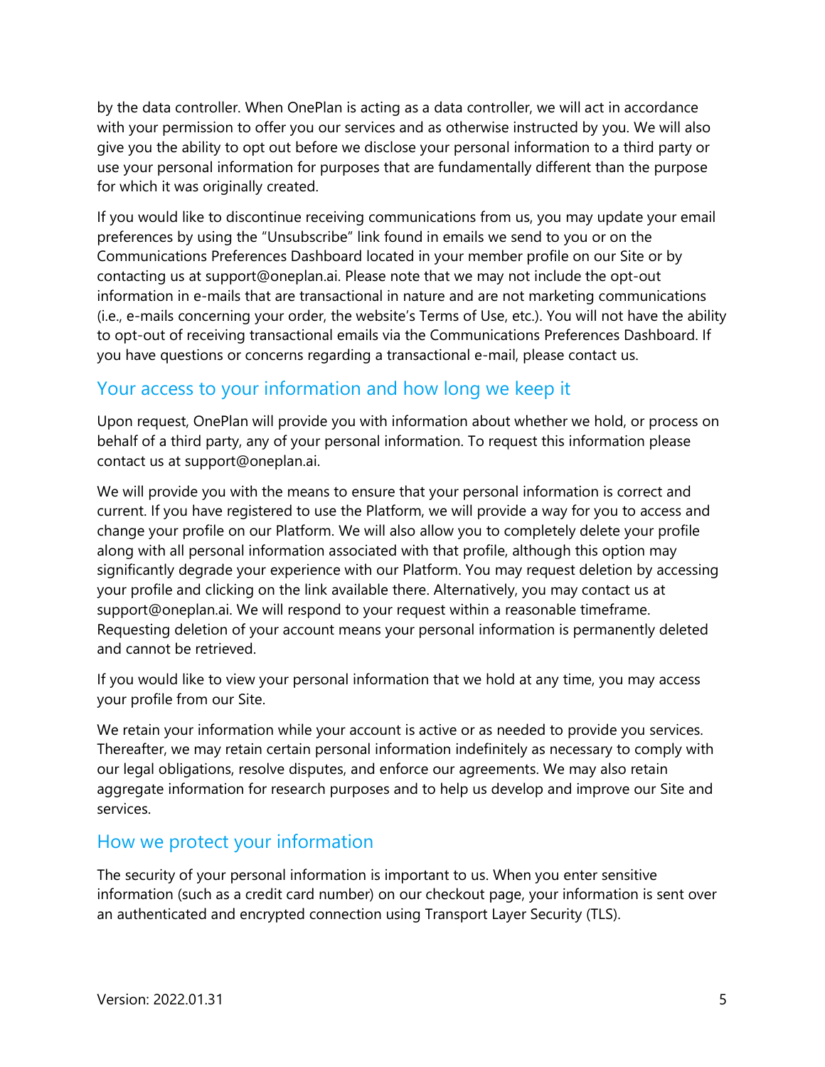by the data controller. When OnePlan is acting as a data controller, we will act in accordance with your permission to offer you our services and as otherwise instructed by you. We will also give you the ability to opt out before we disclose your personal information to a third party or use your personal information for purposes that are fundamentally different than the purpose for which it was originally created.

If you would like to discontinue receiving communications from us, you may update your email preferences by using the "Unsubscribe" link found in emails we send to you or on the Communications Preferences Dashboard located in your member profile on our Site or by contacting us at support@oneplan.ai. Please note that we may not include the opt-out information in e-mails that are transactional in nature and are not marketing communications (i.e., e-mails concerning your order, the website's Terms of Use, etc.). You will not have the ability to opt-out of receiving transactional emails via the Communications Preferences Dashboard. If you have questions or concerns regarding a transactional e-mail, please contact us.

## Your access to your information and how long we keep it

Upon request, OnePlan will provide you with information about whether we hold, or process on behalf of a third party, any of your personal information. To request this information please contact us at support@oneplan.ai.

We will provide you with the means to ensure that your personal information is correct and current. If you have registered to use the Platform, we will provide a way for you to access and change your profile on our Platform. We will also allow you to completely delete your profile along with all personal information associated with that profile, although this option may significantly degrade your experience with our Platform. You may request deletion by accessing your profile and clicking on the link available there. Alternatively, you may contact us at support@oneplan.ai. We will respond to your request within a reasonable timeframe. Requesting deletion of your account means your personal information is permanently deleted and cannot be retrieved.

If you would like to view your personal information that we hold at any time, you may access your profile from our Site.

We retain your information while your account is active or as needed to provide you services. Thereafter, we may retain certain personal information indefinitely as necessary to comply with our legal obligations, resolve disputes, and enforce our agreements. We may also retain aggregate information for research purposes and to help us develop and improve our Site and services.

## How we protect your information

The security of your personal information is important to us. When you enter sensitive information (such as a credit card number) on our checkout page, your information is sent over an authenticated and encrypted connection using Transport Layer Security (TLS).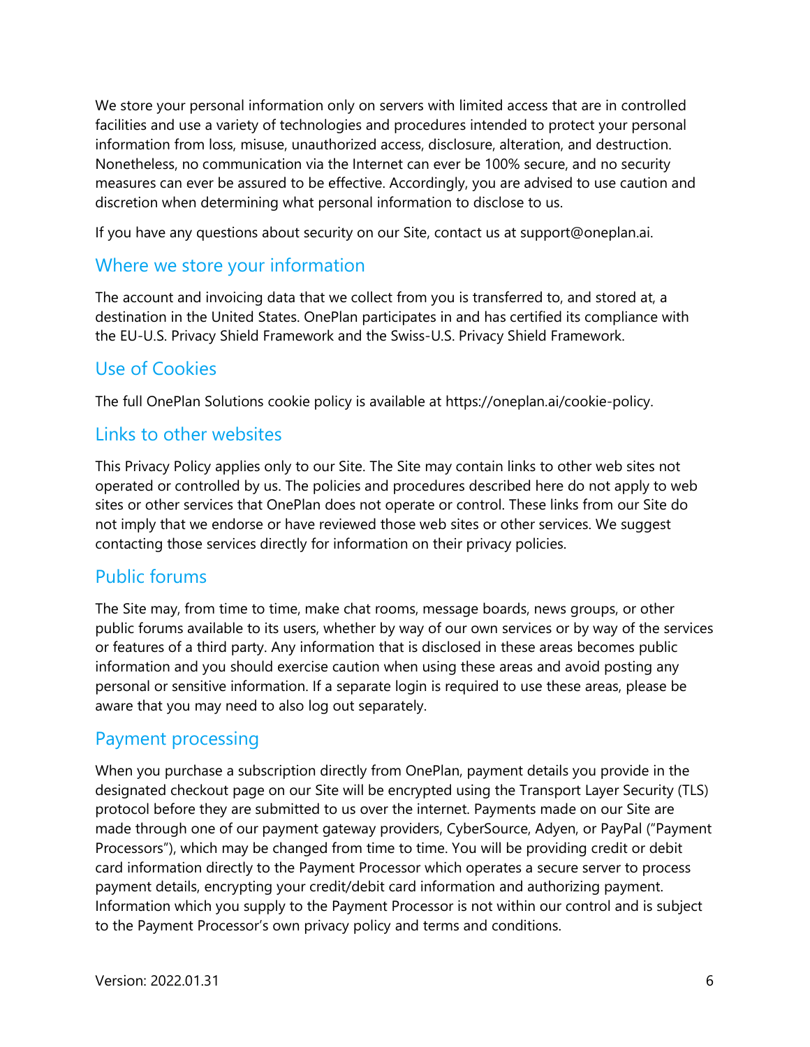We store your personal information only on servers with limited access that are in controlled facilities and use a variety of technologies and procedures intended to protect your personal information from loss, misuse, unauthorized access, disclosure, alteration, and destruction. Nonetheless, no communication via the Internet can ever be 100% secure, and no security measures can ever be assured to be effective. Accordingly, you are advised to use caution and discretion when determining what personal information to disclose to us.

If you have any questions about security on our Site, contact us at support@oneplan.ai.

## Where we store your information

The account and invoicing data that we collect from you is transferred to, and stored at, a destination in the United States. OnePlan participates in and has certified its compliance with the EU-U.S. Privacy Shield Framework and the Swiss-U.S. Privacy Shield Framework.

## Use of Cookies

The full OnePlan Solutions cookie policy is available at https://oneplan.ai/cookie-policy.

## Links to other websites

This Privacy Policy applies only to our Site. The Site may contain links to other web sites not operated or controlled by us. The policies and procedures described here do not apply to web sites or other services that OnePlan does not operate or control. These links from our Site do not imply that we endorse or have reviewed those web sites or other services. We suggest contacting those services directly for information on their privacy policies.

## Public forums

The Site may, from time to time, make chat rooms, message boards, news groups, or other public forums available to its users, whether by way of our own services or by way of the services or features of a third party. Any information that is disclosed in these areas becomes public information and you should exercise caution when using these areas and avoid posting any personal or sensitive information. If a separate login is required to use these areas, please be aware that you may need to also log out separately.

## Payment processing

When you purchase a subscription directly from OnePlan, payment details you provide in the designated checkout page on our Site will be encrypted using the Transport Layer Security (TLS) protocol before they are submitted to us over the internet. Payments made on our Site are made through one of our payment gateway providers, CyberSource, Adyen, or PayPal ("Payment Processors"), which may be changed from time to time. You will be providing credit or debit card information directly to the Payment Processor which operates a secure server to process payment details, encrypting your credit/debit card information and authorizing payment. Information which you supply to the Payment Processor is not within our control and is subject to the Payment Processor's own privacy policy and terms and conditions.

Version: 2022.01.31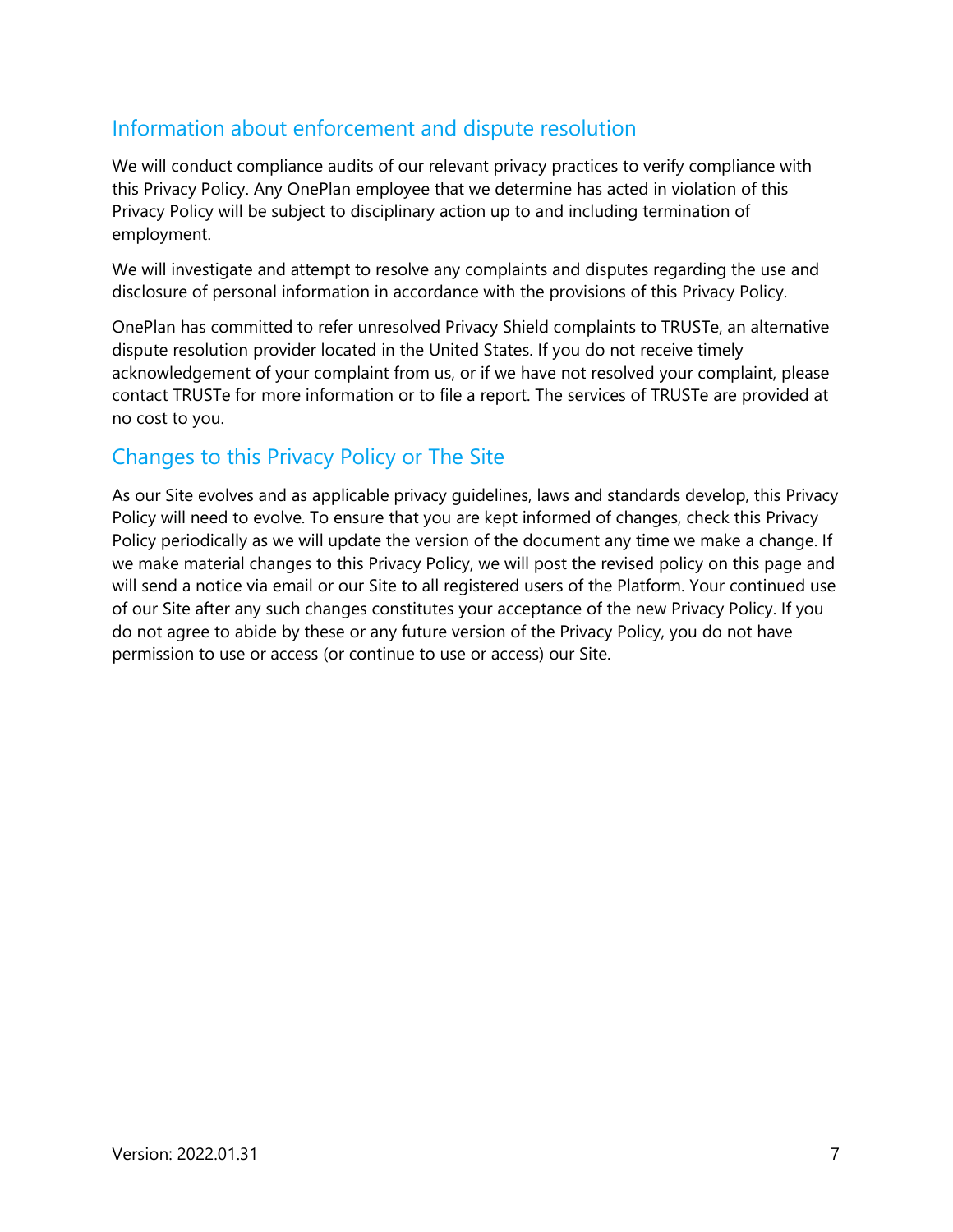## Information about enforcement and dispute resolution

We will conduct compliance audits of our relevant privacy practices to verify compliance with this Privacy Policy. Any OnePlan employee that we determine has acted in violation of this Privacy Policy will be subject to disciplinary action up to and including termination of employment.

We will investigate and attempt to resolve any complaints and disputes regarding the use and disclosure of personal information in accordance with the provisions of this Privacy Policy.

OnePlan has committed to refer unresolved Privacy Shield complaints to TRUSTe, an alternative dispute resolution provider located in the United States. If you do not receive timely acknowledgement of your complaint from us, or if we have not resolved your complaint, please contact TRUSTe for more information or to file a report. The services of TRUSTe are provided at no cost to you.

## Changes to this Privacy Policy or The Site

As our Site evolves and as applicable privacy guidelines, laws and standards develop, this Privacy Policy will need to evolve. To ensure that you are kept informed of changes, check this Privacy Policy periodically as we will update the version of the document any time we make a change. If we make material changes to this Privacy Policy, we will post the revised policy on this page and will send a notice via email or our Site to all registered users of the Platform. Your continued use of our Site after any such changes constitutes your acceptance of the new Privacy Policy. If you do not agree to abide by these or any future version of the Privacy Policy, you do not have permission to use or access (or continue to use or access) our Site.

Version: 2022.01.31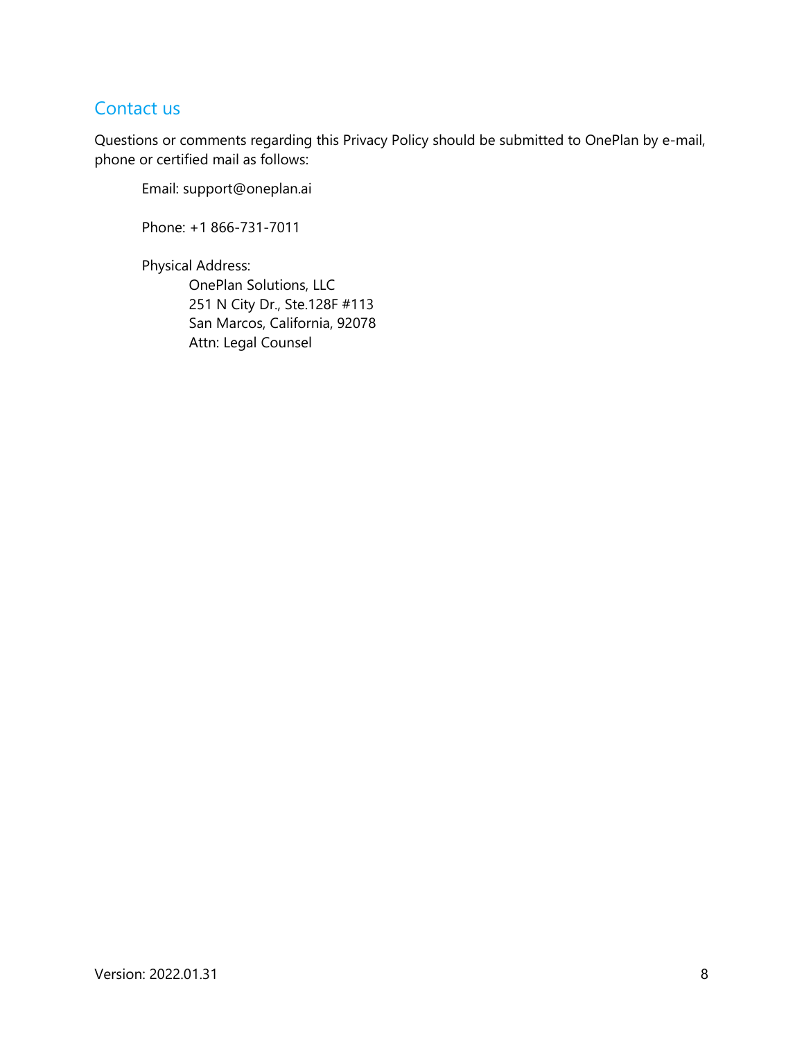## Contact us

Questions or comments regarding this Privacy Policy should be submitted to OnePlan by e-mail, phone or certified mail as follows:

Email: support@oneplan.ai

Phone: +1 866-731-7011

Physical Address:

OnePlan Solutions, LLC
251 N City Dr., Ste.128F #113
San Marcos, California, 92078
Attn: Legal Counsel

Version: 2022.01.31